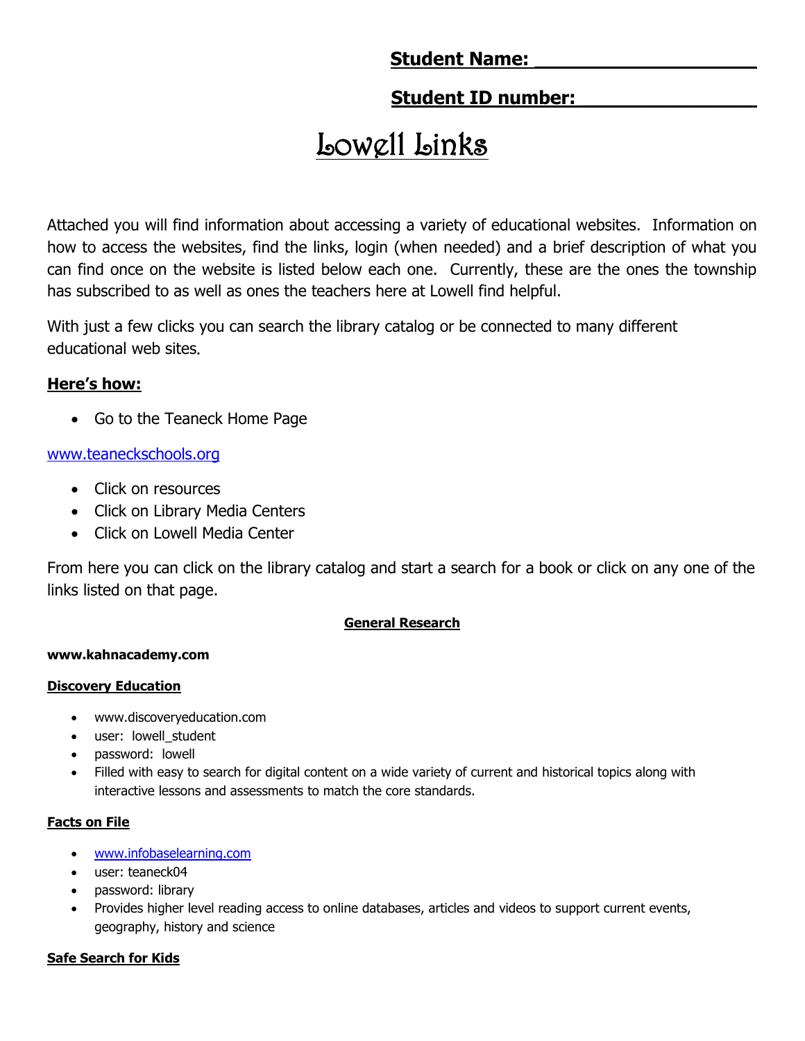**Student Name: ____________________**

**Student ID number: ________________**

# Lowell Links

Attached you will find information about accessing a variety of educational websites. Information on how to access the websites, find the links, login (when needed) and a brief description of what you can find once on the website is listed below each one. Currently, these are the ones the township has subscribed to as well as ones the teachers here at Lowell find helpful.

With just a few clicks you can search the library catalog or be connected to many different educational web sites.

**Here's how:**

- Go to the Teaneck Home Page

www.teaneckschools.org

- Click on resources
- Click on Library Media Centers
- Click on Lowell Media Center

From here you can click on the library catalog and start a search for a book or click on any one of the links listed on that page.

## General Research

**www.kahnacademy.com**

**Discovery Education**

- www.discoveryeducation.com
- user: lowell_student
- password: lowell
- Filled with easy to search for digital content on a wide variety of current and historical topics along with interactive lessons and assessments to match the core standards.

**Facts on File**

- www.infobaselearning.com
- user: teaneck04
- password: library
- Provides higher level reading access to online databases, articles and videos to support current events, geography, history and science

**Safe Search for Kids**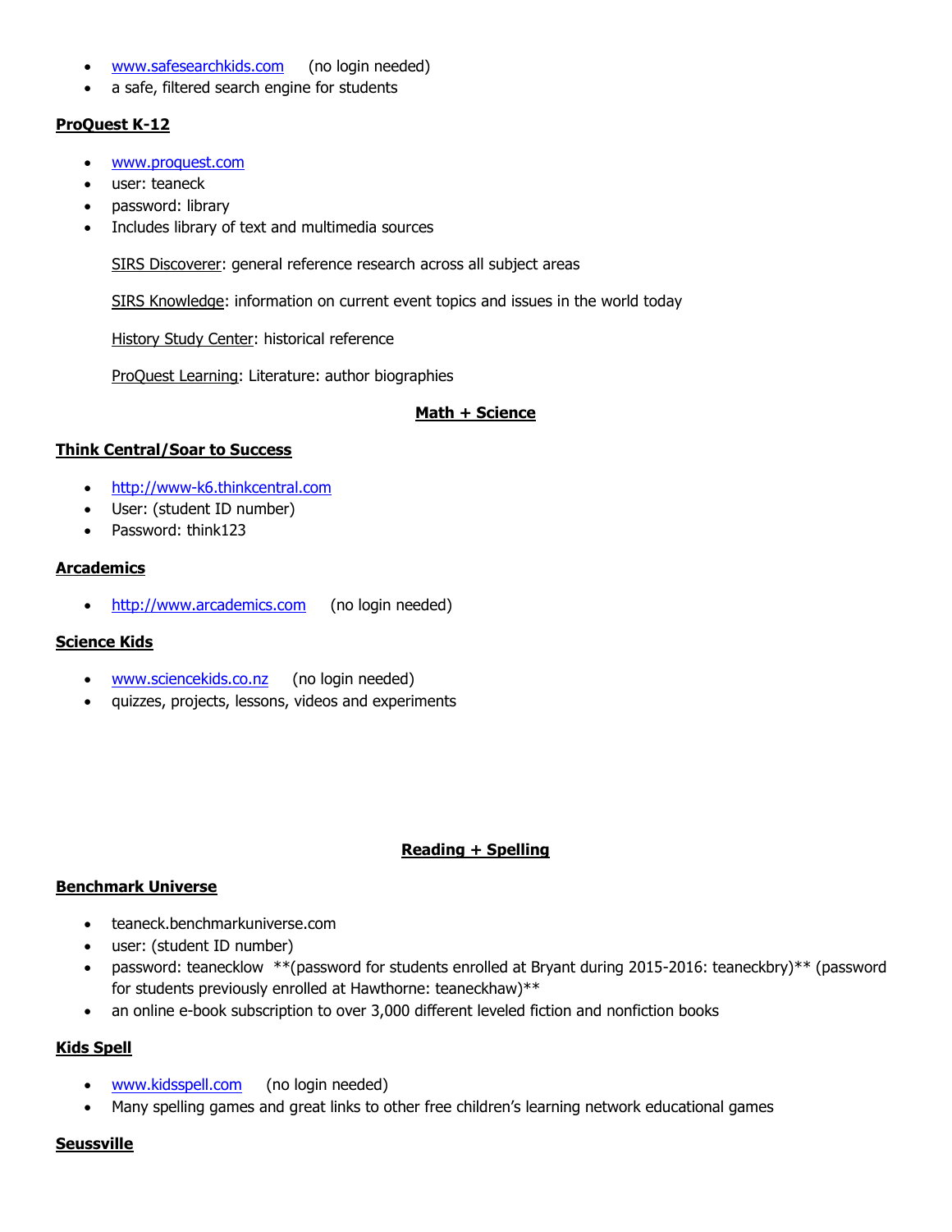- www.safesearchkids.com (no login needed)
- a safe, filtered search engine for students

**ProQuest K-12**

- www.proquest.com
- user: teaneck
- password: library
- Includes library of text and multimedia sources

  SIRS Discoverer: general reference research across all subject areas

  SIRS Knowledge: information on current event topics and issues in the world today

  History Study Center: historical reference

  ProQuest Learning: Literature: author biographies

## Math + Science

**Think Central/Soar to Success**

- http://www-k6.thinkcentral.com
- User: (student ID number)
- Password: think123

**Arcademics**

- http://www.arcademics.com (no login needed)

**Science Kids**

- www.sciencekids.co.nz (no login needed)
- quizzes, projects, lessons, videos and experiments

## Reading + Spelling

**Benchmark Universe**

- teaneck.benchmarkuniverse.com
- user: (student ID number)
- password: teanecklow **(password for students enrolled at Bryant during 2015-2016: teaneckbry)** (password for students previously enrolled at Hawthorne: teaneckhaw)**
- an online e-book subscription to over 3,000 different leveled fiction and nonfiction books

**Kids Spell**

- www.kidsspell.com (no login needed)
- Many spelling games and great links to other free children's learning network educational games

**Seussville**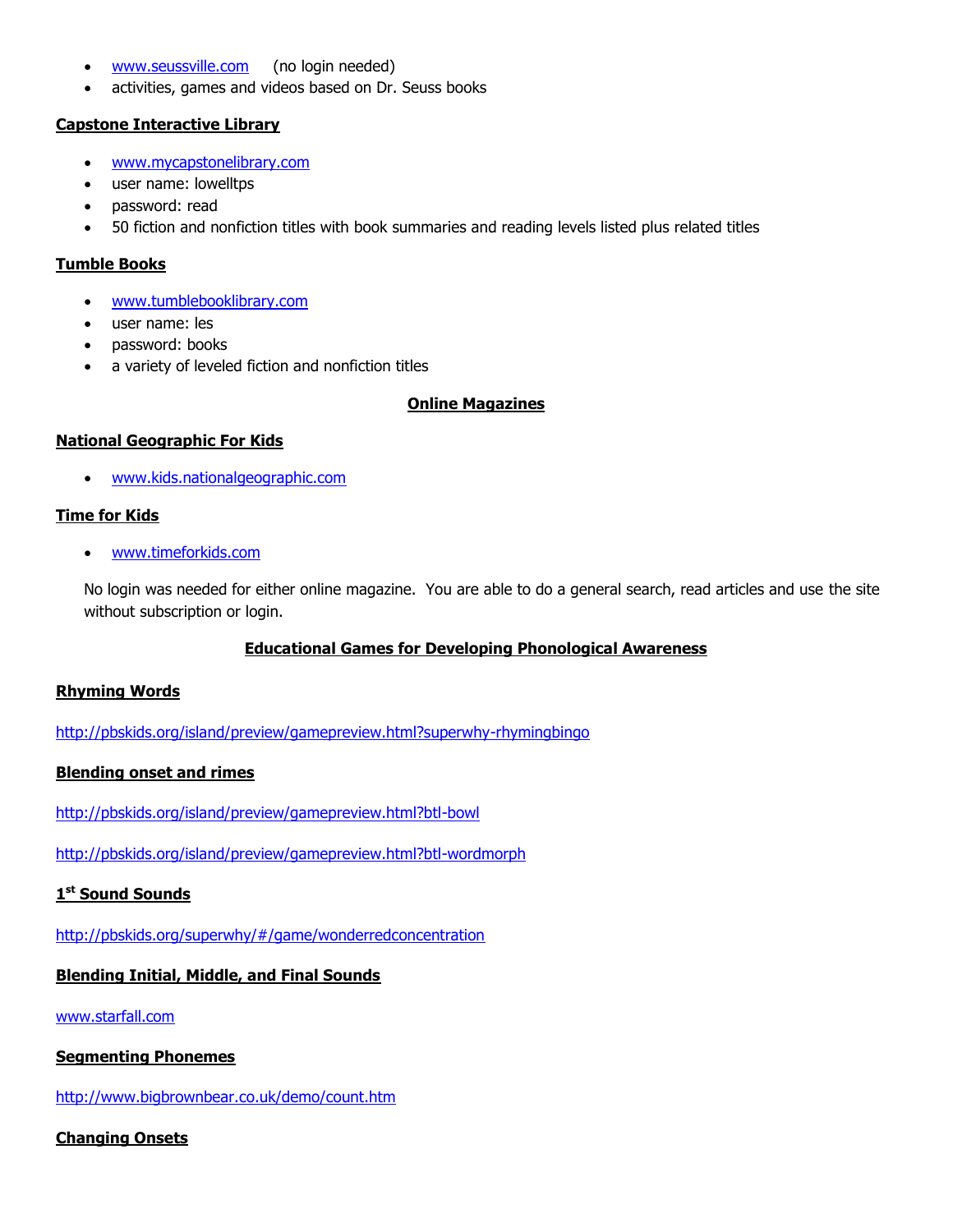- www.seussville.com (no login needed)
- activities, games and videos based on Dr. Seuss books

**Capstone Interactive Library**

- www.mycapstonelibrary.com
- user name: lowelltps
- password: read
- 50 fiction and nonfiction titles with book summaries and reading levels listed plus related titles

**Tumble Books**

- www.tumblebooklibrary.com
- user name: les
- password: books
- a variety of leveled fiction and nonfiction titles

## Online Magazines

**National Geographic For Kids**

- www.kids.nationalgeographic.com

**Time for Kids**

- www.timeforkids.com

No login was needed for either online magazine. You are able to do a general search, read articles and use the site without subscription or login.

## Educational Games for Developing Phonological Awareness

**Rhyming Words**

http://pbskids.org/island/preview/gamepreview.html?superwhy-rhymingbingo

**Blending onset and rimes**

http://pbskids.org/island/preview/gamepreview.html?btl-bowl

http://pbskids.org/island/preview/gamepreview.html?btl-wordmorph

**1st Sound Sounds**

http://pbskids.org/superwhy/#/game/wonderredconcentration

**Blending Initial, Middle, and Final Sounds**

www.starfall.com

**Segmenting Phonemes**

http://www.bigbrownbear.co.uk/demo/count.htm

**Changing Onsets**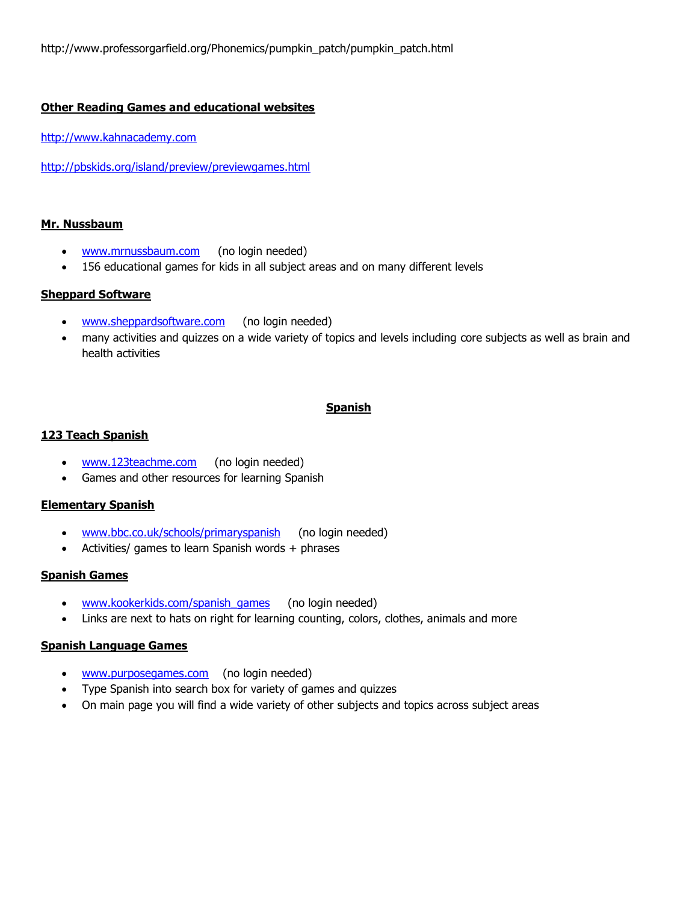http://www.professorgarfield.org/Phonemics/pumpkin_patch/pumpkin_patch.html

**Other Reading Games and educational websites**

http://www.kahnacademy.com

http://pbskids.org/island/preview/previewgames.html

**Mr. Nussbaum**

- www.mrnussbaum.com (no login needed)
- 156 educational games for kids in all subject areas and on many different levels

**Sheppard Software**

- www.sheppardsoftware.com (no login needed)
- many activities and quizzes on a wide variety of topics and levels including core subjects as well as brain and health activities

## Spanish

**123 Teach Spanish**

- www.123teachme.com (no login needed)
- Games and other resources for learning Spanish

**Elementary Spanish**

- www.bbc.co.uk/schools/primaryspanish (no login needed)
- Activities/ games to learn Spanish words + phrases

**Spanish Games**

- www.kookerkids.com/spanish_games (no login needed)
- Links are next to hats on right for learning counting, colors, clothes, animals and more

**Spanish Language Games**

- www.purposegames.com (no login needed)
- Type Spanish into search box for variety of games and quizzes
- On main page you will find a wide variety of other subjects and topics across subject areas